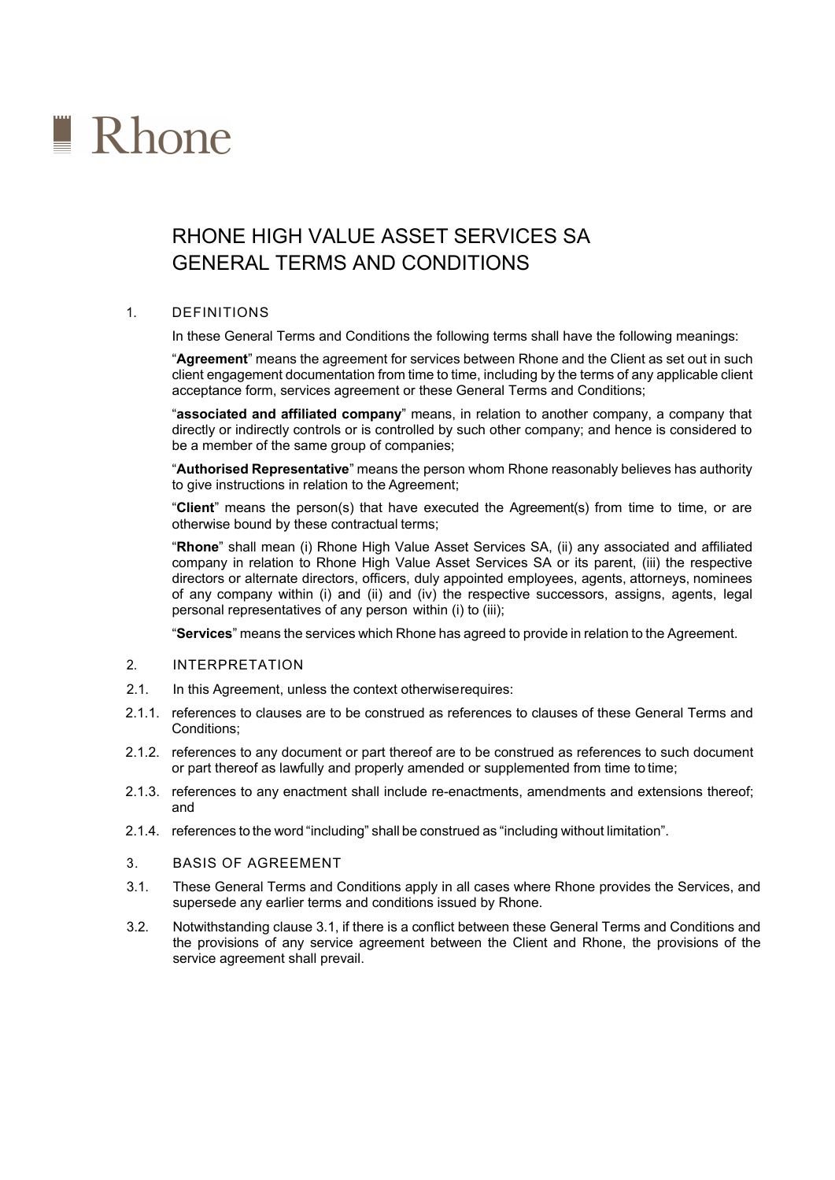Rhone

# RHONE HIGH VALUE ASSET SERVICES SA GENERAL TERMS AND CONDITIONS

## 1. DEFINITIONS

In these General Terms and Conditions the following terms shall have the following meanings:

"**Agreement**" means the agreement for services between Rhone and the Client as set out in such client engagement documentation from time to time, including by the terms of any applicable client acceptance form, services agreement or these General Terms and Conditions;

"**associated and affiliated company**" means, in relation to another company, a company that directly or indirectly controls or is controlled by such other company; and hence is considered to be a member of the same group of companies;

"**Authorised Representative**" means the person whom Rhone reasonably believes has authority to give instructions in relation to the Agreement;

"**Client**" means the person(s) that have executed the Agreement(s) from time to time, or are otherwise bound by these contractual terms;

"**Rhone**" shall mean (i) Rhone High Value Asset Services SA, (ii) any associated and affiliated company in relation to Rhone High Value Asset Services SA or its parent, (iii) the respective directors or alternate directors, officers, duly appointed employees, agents, attorneys, nominees of any company within (i) and (ii) and (iv) the respective successors, assigns, agents, legal personal representatives of any person within (i) to (iii);

"**Services**" means the services which Rhone has agreed to provide in relation to the Agreement.

## 2. INTERPRETATION

2.1. In this Agreement, unless the context otherwise requires:

2.1.1. references to clauses are to be construed as references to clauses of these General Terms and Conditions;

2.1.2. references to any document or part thereof are to be construed as references to such document or part thereof as lawfully and properly amended or supplemented from time to time;

2.1.3. references to any enactment shall include re-enactments, amendments and extensions thereof; and

2.1.4. references to the word "including" shall be construed as "including without limitation".

## 3. BASIS OF AGREEMENT

3.1. These General Terms and Conditions apply in all cases where Rhone provides the Services, and supersede any earlier terms and conditions issued by Rhone.

3.2. Notwithstanding clause 3.1, if there is a conflict between these General Terms and Conditions and the provisions of any service agreement between the Client and Rhone, the provisions of the service agreement shall prevail.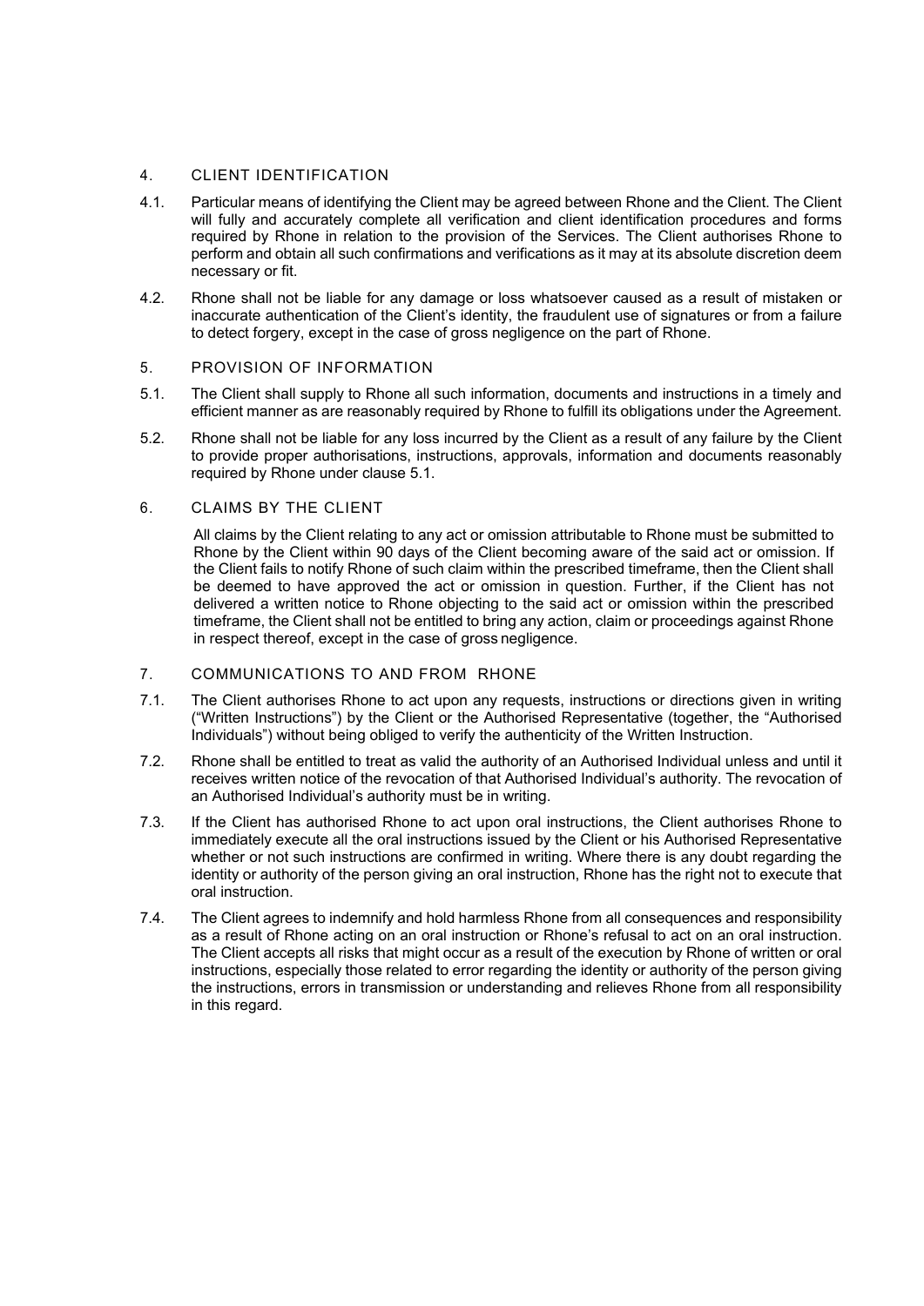## 4. CLIENT IDENTIFICATION

4.1. Particular means of identifying the Client may be agreed between Rhone and the Client. The Client will fully and accurately complete all verification and client identification procedures and forms required by Rhone in relation to the provision of the Services. The Client authorises Rhone to perform and obtain all such confirmations and verifications as it may at its absolute discretion deem necessary or fit.

4.2. Rhone shall not be liable for any damage or loss whatsoever caused as a result of mistaken or inaccurate authentication of the Client's identity, the fraudulent use of signatures or from a failure to detect forgery, except in the case of gross negligence on the part of Rhone.

## 5. PROVISION OF INFORMATION

5.1. The Client shall supply to Rhone all such information, documents and instructions in a timely and efficient manner as are reasonably required by Rhone to fulfill its obligations under the Agreement.

5.2. Rhone shall not be liable for any loss incurred by the Client as a result of any failure by the Client to provide proper authorisations, instructions, approvals, information and documents reasonably required by Rhone under clause 5.1.

## 6. CLAIMS BY THE CLIENT

All claims by the Client relating to any act or omission attributable to Rhone must be submitted to Rhone by the Client within 90 days of the Client becoming aware of the said act or omission. If the Client fails to notify Rhone of such claim within the prescribed timeframe, then the Client shall be deemed to have approved the act or omission in question. Further, if the Client has not delivered a written notice to Rhone objecting to the said act or omission within the prescribed timeframe, the Client shall not be entitled to bring any action, claim or proceedings against Rhone in respect thereof, except in the case of gross negligence.

## 7. COMMUNICATIONS TO AND FROM RHONE

7.1. The Client authorises Rhone to act upon any requests, instructions or directions given in writing ("Written Instructions") by the Client or the Authorised Representative (together, the "Authorised Individuals") without being obliged to verify the authenticity of the Written Instruction.

7.2. Rhone shall be entitled to treat as valid the authority of an Authorised Individual unless and until it receives written notice of the revocation of that Authorised Individual's authority. The revocation of an Authorised Individual's authority must be in writing.

7.3. If the Client has authorised Rhone to act upon oral instructions, the Client authorises Rhone to immediately execute all the oral instructions issued by the Client or his Authorised Representative whether or not such instructions are confirmed in writing. Where there is any doubt regarding the identity or authority of the person giving an oral instruction, Rhone has the right not to execute that oral instruction.

7.4. The Client agrees to indemnify and hold harmless Rhone from all consequences and responsibility as a result of Rhone acting on an oral instruction or Rhone's refusal to act on an oral instruction. The Client accepts all risks that might occur as a result of the execution by Rhone of written or oral instructions, especially those related to error regarding the identity or authority of the person giving the instructions, errors in transmission or understanding and relieves Rhone from all responsibility in this regard.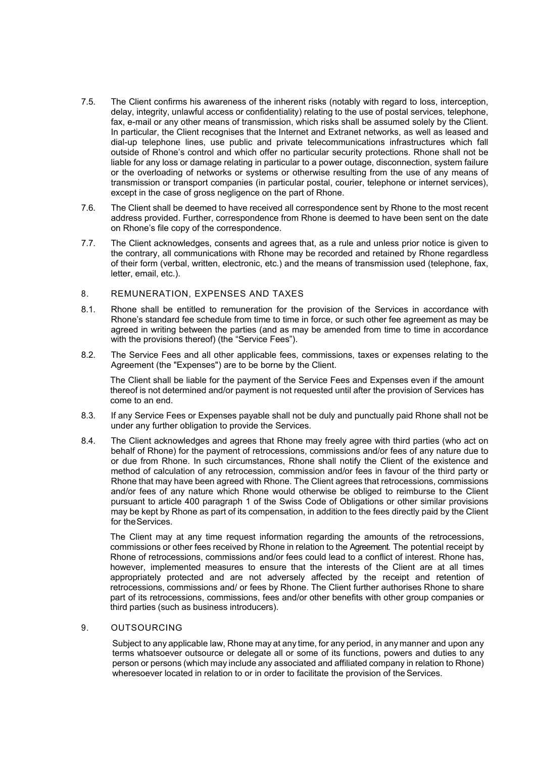7.5. The Client confirms his awareness of the inherent risks (notably with regard to loss, interception, delay, integrity, unlawful access or confidentiality) relating to the use of postal services, telephone, fax, e-mail or any other means of transmission, which risks shall be assumed solely by the Client. In particular, the Client recognises that the Internet and Extranet networks, as well as leased and dial-up telephone lines, use public and private telecommunications infrastructures which fall outside of Rhone's control and which offer no particular security protections. Rhone shall not be liable for any loss or damage relating in particular to a power outage, disconnection, system failure or the overloading of networks or systems or otherwise resulting from the use of any means of transmission or transport companies (in particular postal, courier, telephone or internet services), except in the case of gross negligence on the part of Rhone.

7.6. The Client shall be deemed to have received all correspondence sent by Rhone to the most recent address provided. Further, correspondence from Rhone is deemed to have been sent on the date on Rhone's file copy of the correspondence.

7.7. The Client acknowledges, consents and agrees that, as a rule and unless prior notice is given to the contrary, all communications with Rhone may be recorded and retained by Rhone regardless of their form (verbal, written, electronic, etc.) and the means of transmission used (telephone, fax, letter, email, etc.).

## 8. REMUNERATION, EXPENSES AND TAXES

8.1. Rhone shall be entitled to remuneration for the provision of the Services in accordance with Rhone's standard fee schedule from time to time in force, or such other fee agreement as may be agreed in writing between the parties (and as may be amended from time to time in accordance with the provisions thereof) (the "Service Fees").

8.2. The Service Fees and all other applicable fees, commissions, taxes or expenses relating to the Agreement (the "Expenses") are to be borne by the Client.

The Client shall be liable for the payment of the Service Fees and Expenses even if the amount thereof is not determined and/or payment is not requested until after the provision of Services has come to an end.

8.3. If any Service Fees or Expenses payable shall not be duly and punctually paid Rhone shall not be under any further obligation to provide the Services.

8.4. The Client acknowledges and agrees that Rhone may freely agree with third parties (who act on behalf of Rhone) for the payment of retrocessions, commissions and/or fees of any nature due to or due from Rhone. In such circumstances, Rhone shall notify the Client of the existence and method of calculation of any retrocession, commission and/or fees in favour of the third party or Rhone that may have been agreed with Rhone. The Client agrees that retrocessions, commissions and/or fees of any nature which Rhone would otherwise be obliged to reimburse to the Client pursuant to article 400 paragraph 1 of the Swiss Code of Obligations or other similar provisions may be kept by Rhone as part of its compensation, in addition to the fees directly paid by the Client for the Services.

The Client may at any time request information regarding the amounts of the retrocessions, commissions or other fees received by Rhone in relation to the Agreement. The potential receipt by Rhone of retrocessions, commissions and/or fees could lead to a conflict of interest. Rhone has, however, implemented measures to ensure that the interests of the Client are at all times appropriately protected and are not adversely affected by the receipt and retention of retrocessions, commissions and/ or fees by Rhone. The Client further authorises Rhone to share part of its retrocessions, commissions, fees and/or other benefits with other group companies or third parties (such as business introducers).

## 9. OUTSOURCING

Subject to any applicable law, Rhone may at any time, for any period, in any manner and upon any terms whatsoever outsource or delegate all or some of its functions, powers and duties to any person or persons (which may include any associated and affiliated company in relation to Rhone) wheresoever located in relation to or in order to facilitate the provision of the Services.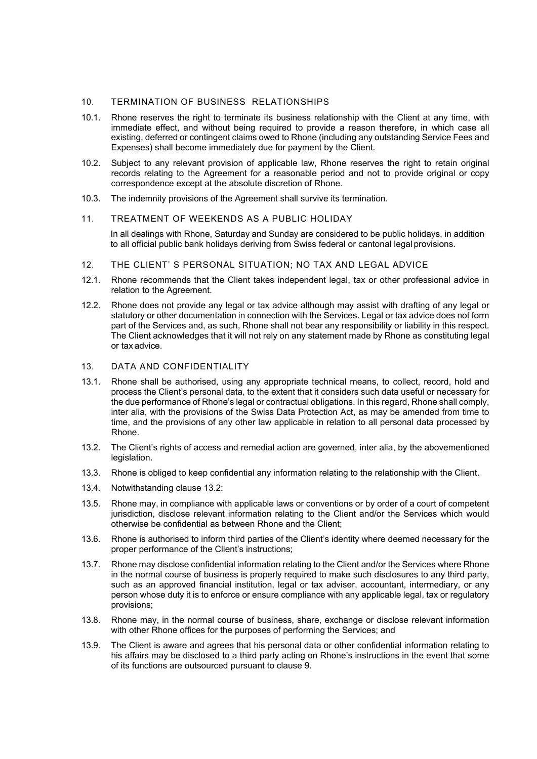## 10. TERMINATION OF BUSINESS RELATIONSHIPS

10.1. Rhone reserves the right to terminate its business relationship with the Client at any time, with immediate effect, and without being required to provide a reason therefore, in which case all existing, deferred or contingent claims owed to Rhone (including any outstanding Service Fees and Expenses) shall become immediately due for payment by the Client.

10.2. Subject to any relevant provision of applicable law, Rhone reserves the right to retain original records relating to the Agreement for a reasonable period and not to provide original or copy correspondence except at the absolute discretion of Rhone.

10.3. The indemnity provisions of the Agreement shall survive its termination.

## 11. TREATMENT OF WEEKENDS AS A PUBLIC HOLIDAY

In all dealings with Rhone, Saturday and Sunday are considered to be public holidays, in addition to all official public bank holidays deriving from Swiss federal or cantonal legal provisions.

## 12. THE CLIENT' S PERSONAL SITUATION; NO TAX AND LEGAL ADVICE

12.1. Rhone recommends that the Client takes independent legal, tax or other professional advice in relation to the Agreement.

12.2. Rhone does not provide any legal or tax advice although may assist with drafting of any legal or statutory or other documentation in connection with the Services. Legal or tax advice does not form part of the Services and, as such, Rhone shall not bear any responsibility or liability in this respect. The Client acknowledges that it will not rely on any statement made by Rhone as constituting legal or tax advice.

## 13. DATA AND CONFIDENTIALITY

13.1. Rhone shall be authorised, using any appropriate technical means, to collect, record, hold and process the Client's personal data, to the extent that it considers such data useful or necessary for the due performance of Rhone's legal or contractual obligations. In this regard, Rhone shall comply, inter alia, with the provisions of the Swiss Data Protection Act, as may be amended from time to time, and the provisions of any other law applicable in relation to all personal data processed by Rhone.

13.2. The Client's rights of access and remedial action are governed, inter alia, by the abovementioned legislation.

13.3. Rhone is obliged to keep confidential any information relating to the relationship with the Client.

13.4. Notwithstanding clause 13.2:

13.5. Rhone may, in compliance with applicable laws or conventions or by order of a court of competent jurisdiction, disclose relevant information relating to the Client and/or the Services which would otherwise be confidential as between Rhone and the Client;

13.6. Rhone is authorised to inform third parties of the Client's identity where deemed necessary for the proper performance of the Client's instructions;

13.7. Rhone may disclose confidential information relating to the Client and/or the Services where Rhone in the normal course of business is properly required to make such disclosures to any third party, such as an approved financial institution, legal or tax adviser, accountant, intermediary, or any person whose duty it is to enforce or ensure compliance with any applicable legal, tax or regulatory provisions;

13.8. Rhone may, in the normal course of business, share, exchange or disclose relevant information with other Rhone offices for the purposes of performing the Services; and

13.9. The Client is aware and agrees that his personal data or other confidential information relating to his affairs may be disclosed to a third party acting on Rhone's instructions in the event that some of its functions are outsourced pursuant to clause 9.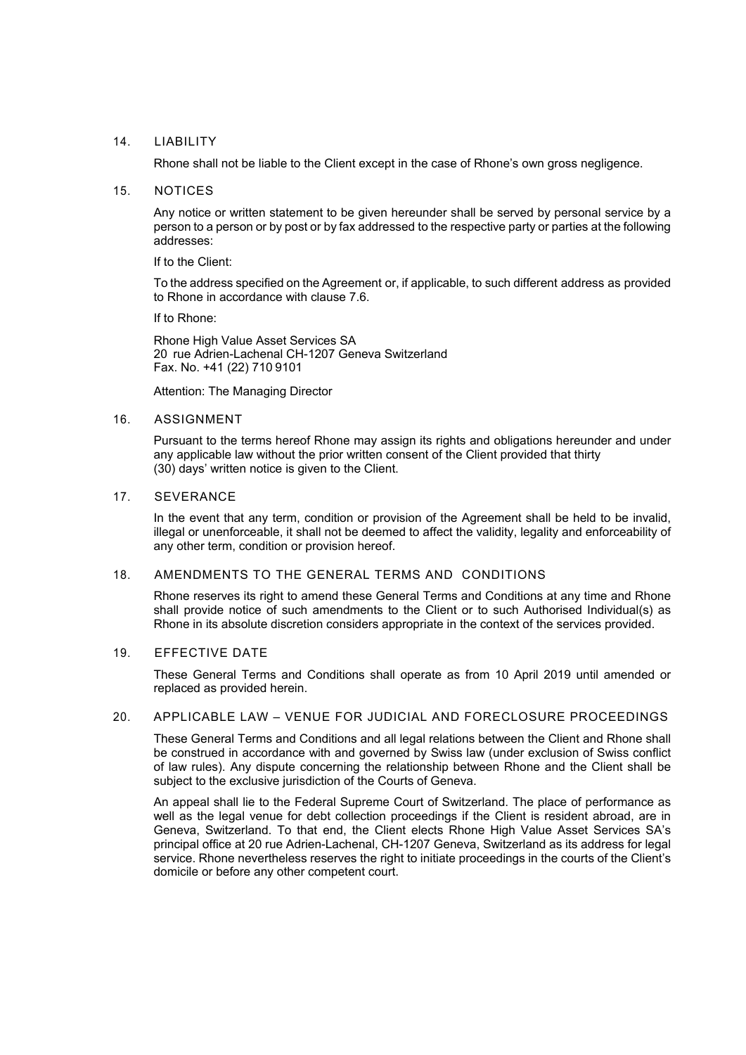## 14. LIABILITY

Rhone shall not be liable to the Client except in the case of Rhone's own gross negligence.

## 15. NOTICES

Any notice or written statement to be given hereunder shall be served by personal service by a person to a person or by post or by fax addressed to the respective party or parties at the following addresses:

If to the Client:

To the address specified on the Agreement or, if applicable, to such different address as provided to Rhone in accordance with clause 7.6.

If to Rhone:

Rhone High Value Asset Services SA
20 rue Adrien-Lachenal CH-1207 Geneva Switzerland
Fax. No. +41 (22) 710 9101

Attention: The Managing Director

## 16. ASSIGNMENT

Pursuant to the terms hereof Rhone may assign its rights and obligations hereunder and under any applicable law without the prior written consent of the Client provided that thirty (30) days' written notice is given to the Client.

## 17. SEVERANCE

In the event that any term, condition or provision of the Agreement shall be held to be invalid, illegal or unenforceable, it shall not be deemed to affect the validity, legality and enforceability of any other term, condition or provision hereof.

## 18. AMENDMENTS TO THE GENERAL TERMS AND CONDITIONS

Rhone reserves its right to amend these General Terms and Conditions at any time and Rhone shall provide notice of such amendments to the Client or to such Authorised Individual(s) as Rhone in its absolute discretion considers appropriate in the context of the services provided.

## 19. EFFECTIVE DATE

These General Terms and Conditions shall operate as from 10 April 2019 until amended or replaced as provided herein.

## 20. APPLICABLE LAW – VENUE FOR JUDICIAL AND FORECLOSURE PROCEEDINGS

These General Terms and Conditions and all legal relations between the Client and Rhone shall be construed in accordance with and governed by Swiss law (under exclusion of Swiss conflict of law rules). Any dispute concerning the relationship between Rhone and the Client shall be subject to the exclusive jurisdiction of the Courts of Geneva.

An appeal shall lie to the Federal Supreme Court of Switzerland. The place of performance as well as the legal venue for debt collection proceedings if the Client is resident abroad, are in Geneva, Switzerland. To that end, the Client elects Rhone High Value Asset Services SA's principal office at 20 rue Adrien-Lachenal, CH-1207 Geneva, Switzerland as its address for legal service. Rhone nevertheless reserves the right to initiate proceedings in the courts of the Client's domicile or before any other competent court.